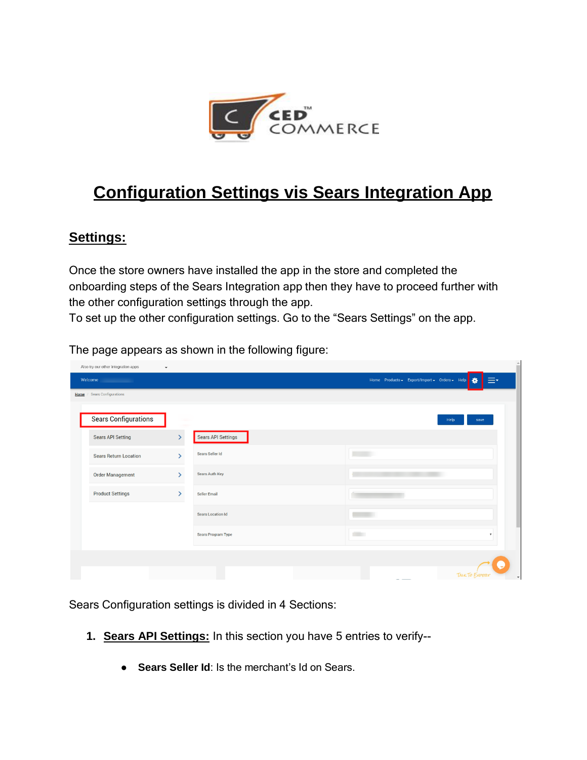# Configuration Settings vis Sears Integration App

## Settings:

Once the store owners have installed the app in the store and completed the onboarding steps of the Sears Integration app then they have to proceed further with the other configuration settings through the app.
To set up the other configuration settings. Go to the "Sears Settings" on the app.

The page appears as shown in the following figure:

Sears Configuration settings is divided in 4 Sections:

1. **Sears API Settings:** In this section you have 5 entries to verify--

   - **Sears Seller Id**: Is the merchant's Id on Sears.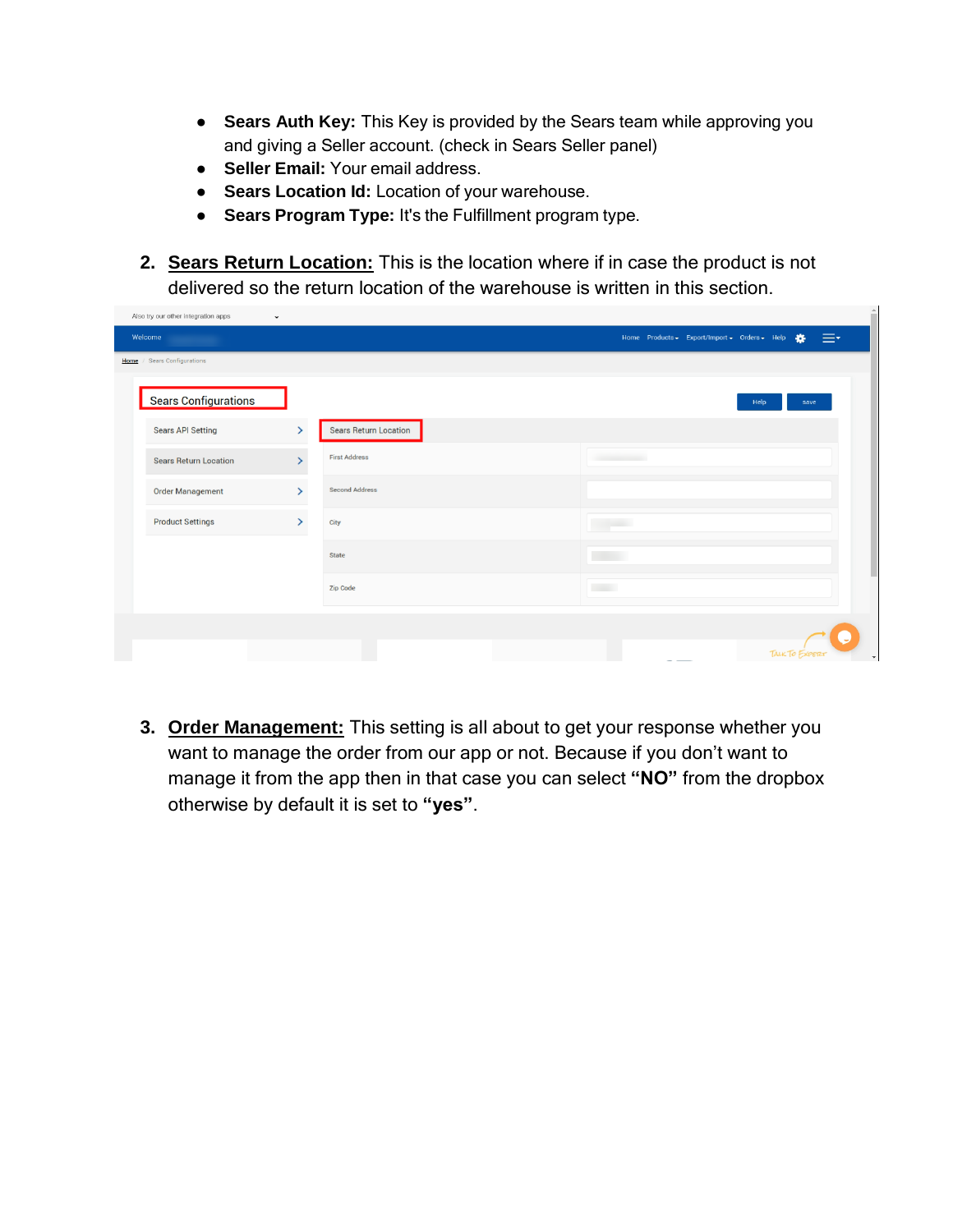- **Sears Auth Key:** This Key is provided by the Sears team while approving you and giving a Seller account. (check in Sears Seller panel)
- **Seller Email:** Your email address.
- **Sears Location Id:** Location of your warehouse.
- **Sears Program Type:** It's the Fulfillment program type.

2. **Sears Return Location:** This is the location where if in case the product is not delivered so the return location of the warehouse is written in this section.

3. **Order Management:** This setting is all about to get your response whether you want to manage the order from our app or not. Because if you don't want to manage it from the app then in that case you can select **"NO"** from the dropbox otherwise by default it is set to **"yes"**.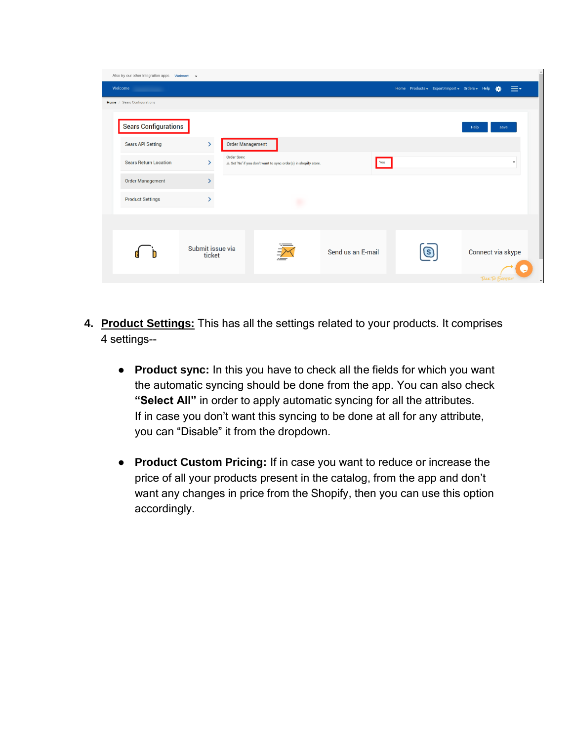4. **Product Settings:** This has all the settings related to your products. It comprises 4 settings--

    - **Product sync:** In this you have to check all the fields for which you want the automatic syncing should be done from the app. You can also check **"Select All"** in order to apply automatic syncing for all the attributes. If in case you don't want this syncing to be done at all for any attribute, you can "Disable" it from the dropdown.

    - **Product Custom Pricing:** If in case you want to reduce or increase the price of all your products present in the catalog, from the app and don't want any changes in price from the Shopify, then you can use this option accordingly.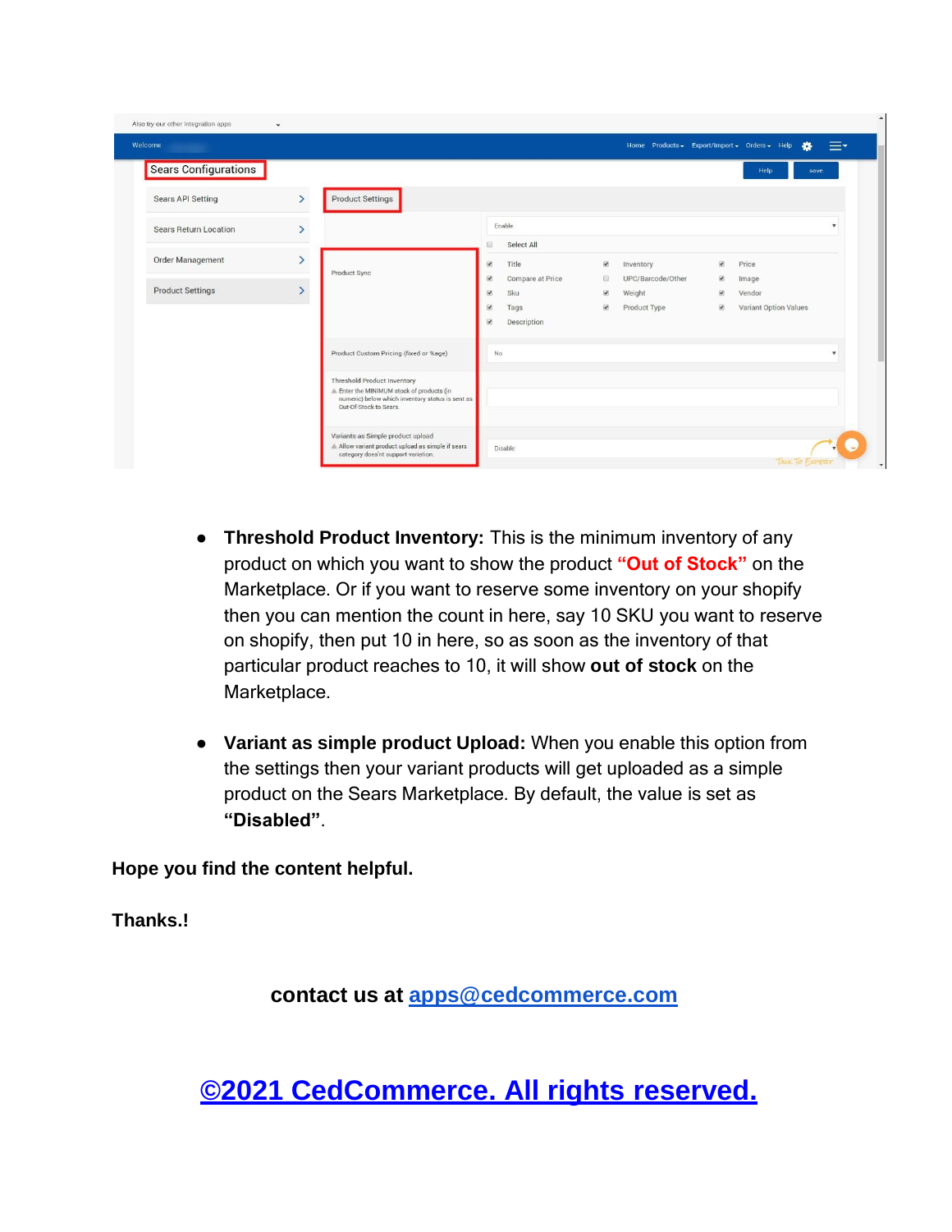- **Threshold Product Inventory:** This is the minimum inventory of any product on which you want to show the product **"Out of Stock"** on the Marketplace. Or if you want to reserve some inventory on your shopify then you can mention the count in here, say 10 SKU you want to reserve on shopify, then put 10 in here, so as soon as the inventory of that particular product reaches to 10, it will show **out of stock** on the Marketplace.

- **Variant as simple product Upload:** When you enable this option from the settings then your variant products will get uploaded as a simple product on the Sears Marketplace. By default, the value is set as **"Disabled"**.

**Hope you find the content helpful.**

**Thanks.!**

**contact us at [apps@cedcommerce.com](mailto:apps@cedcommerce.com)**

**[©2021 CedCommerce. All rights reserved.]()**